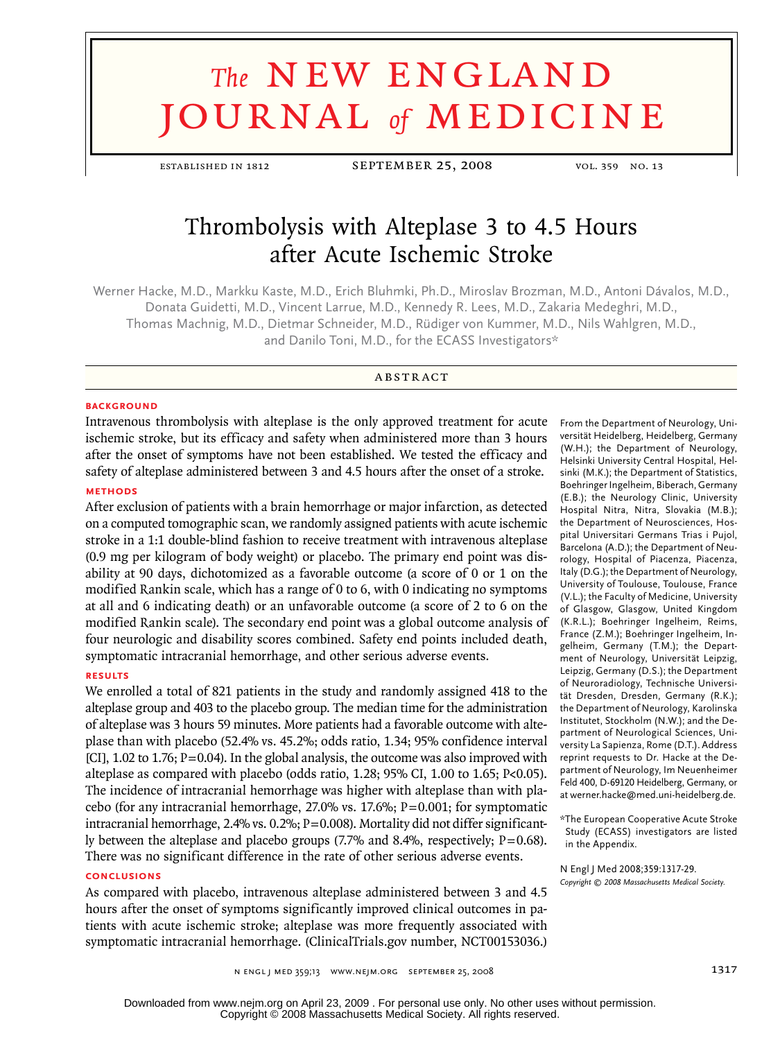# The NEW ENGLAND JOURNAL of MEDICINE

ESTABLISHED IN 1812 — SEPTEMBER 25, 2008 — VOL. 359 NO. 13

# Thrombolysis with Alteplase 3 to 4.5 Hours after Acute Ischemic Stroke

Werner Hacke, M.D., Markku Kaste, M.D., Erich Bluhmki, Ph.D., Miroslav Brozman, M.D., Antoni Dávalos, M.D., Donata Guidetti, M.D., Vincent Larrue, M.D., Kennedy R. Lees, M.D., Zakaria Medeghri, M.D., Thomas Machnig, M.D., Dietmar Schneider, M.D., Rüdiger von Kummer, M.D., Nils Wahlgren, M.D., and Danilo Toni, M.D., for the ECASS Investigators*

## ABSTRACT

### BACKGROUND

Intravenous thrombolysis with alteplase is the only approved treatment for acute ischemic stroke, but its efficacy and safety when administered more than 3 hours after the onset of symptoms have not been established. We tested the efficacy and safety of alteplase administered between 3 and 4.5 hours after the onset of a stroke.

### METHODS

After exclusion of patients with a brain hemorrhage or major infarction, as detected on a computed tomographic scan, we randomly assigned patients with acute ischemic stroke in a 1:1 double-blind fashion to receive treatment with intravenous alteplase (0.9 mg per kilogram of body weight) or placebo. The primary end point was disability at 90 days, dichotomized as a favorable outcome (a score of 0 or 1 on the modified Rankin scale, which has a range of 0 to 6, with 0 indicating no symptoms at all and 6 indicating death) or an unfavorable outcome (a score of 2 to 6 on the modified Rankin scale). The secondary end point was a global outcome analysis of four neurologic and disability scores combined. Safety end points included death, symptomatic intracranial hemorrhage, and other serious adverse events.

### RESULTS

We enrolled a total of 821 patients in the study and randomly assigned 418 to the alteplase group and 403 to the placebo group. The median time for the administration of alteplase was 3 hours 59 minutes. More patients had a favorable outcome with alteplase than with placebo (52.4% vs. 45.2%; odds ratio, 1.34; 95% confidence interval [CI], 1.02 to 1.76; P=0.04). In the global analysis, the outcome was also improved with alteplase as compared with placebo (odds ratio, 1.28; 95% CI, 1.00 to 1.65; P<0.05). The incidence of intracranial hemorrhage was higher with alteplase than with placebo (for any intracranial hemorrhage, 27.0% vs. 17.6%; P=0.001; for symptomatic intracranial hemorrhage, 2.4% vs. 0.2%; P=0.008). Mortality did not differ significantly between the alteplase and placebo groups (7.7% and 8.4%, respectively; P=0.68). There was no significant difference in the rate of other serious adverse events.

### CONCLUSIONS

As compared with placebo, intravenous alteplase administered between 3 and 4.5 hours after the onset of symptoms significantly improved clinical outcomes in patients with acute ischemic stroke; alteplase was more frequently associated with symptomatic intracranial hemorrhage. (ClinicalTrials.gov number, NCT00153036.)

From the Department of Neurology, Universität Heidelberg, Heidelberg, Germany (W.H.); the Department of Neurology, Helsinki University Central Hospital, Helsinki (M.K.); the Department of Statistics, Boehringer Ingelheim, Biberach, Germany (E.B.); the Neurology Clinic, University Hospital Nitra, Nitra, Slovakia (M.B.); the Department of Neurosciences, Hospital Universitari Germans Trias i Pujol, Barcelona (A.D.); the Department of Neurology, Hospital of Piacenza, Piacenza, Italy (D.G.); the Department of Neurology, University of Toulouse, Toulouse, France (V.L.); the Faculty of Medicine, University of Glasgow, Glasgow, United Kingdom (K.R.L.); Boehringer Ingelheim, Reims, France (Z.M.); Boehringer Ingelheim, Ingelheim, Germany (T.M.); the Department of Neurology, Universität Leipzig, Leipzig, Germany (D.S.); the Department of Neuroradiology, Technische Universität Dresden, Dresden, Germany (R.K.); the Department of Neurology, Karolinska Institutet, Stockholm (N.W.); and the Department of Neurological Sciences, University La Sapienza, Rome (D.T.). Address reprint requests to Dr. Hacke at the Department of Neurology, Im Neuenheimer Feld 400, D-69120 Heidelberg, Germany, or at werner.hacke@med.uni-heidelberg.de.

*The European Cooperative Acute Stroke Study (ECASS) investigators are listed in the Appendix.

N Engl J Med 2008;359:1317-29.
*Copyright © 2008 Massachusetts Medical Society.*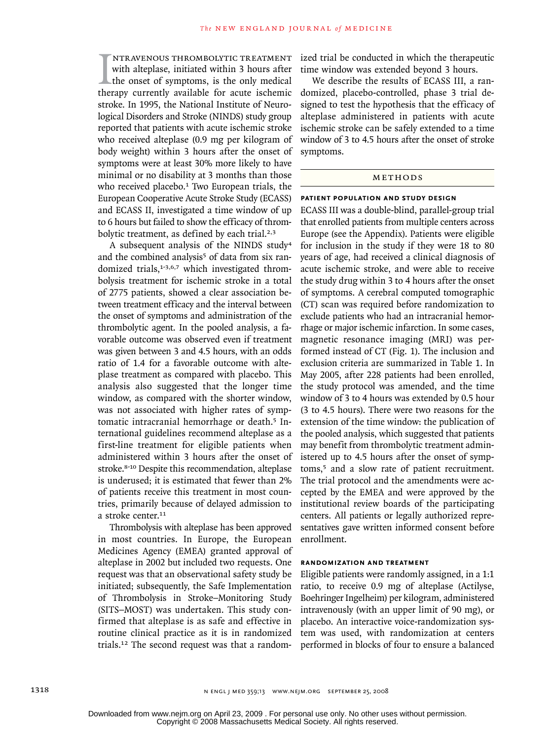Intravenous thrombolytic treatment with alteplase, initiated within 3 hours after the onset of symptoms, is the only medical therapy currently available for acute ischemic stroke. In 1995, the National Institute of Neurological Disorders and Stroke (NINDS) study group reported that patients with acute ischemic stroke who received alteplase (0.9 mg per kilogram of body weight) within 3 hours after the onset of symptoms were at least 30% more likely to have minimal or no disability at 3 months than those who received placebo.[1] Two European trials, the European Cooperative Acute Stroke Study (ECASS) and ECASS II, investigated a time window of up to 6 hours but failed to show the efficacy of thrombolytic treatment, as defined by each trial.[2,3]

A subsequent analysis of the NINDS study[4] and the combined analysis[5] of data from six randomized trials,[1-3,6,7] which investigated thrombolysis treatment for ischemic stroke in a total of 2775 patients, showed a clear association between treatment efficacy and the interval between the onset of symptoms and administration of the thrombolytic agent. In the pooled analysis, a favorable outcome was observed even if treatment was given between 3 and 4.5 hours, with an odds ratio of 1.4 for a favorable outcome with alteplase treatment as compared with placebo. This analysis also suggested that the longer time window, as compared with the shorter window, was not associated with higher rates of symptomatic intracranial hemorrhage or death.[5] International guidelines recommend alteplase as a first-line treatment for eligible patients when administered within 3 hours after the onset of stroke.[8-10] Despite this recommendation, alteplase is underused; it is estimated that fewer than 2% of patients receive this treatment in most countries, primarily because of delayed admission to a stroke center.[11]

Thrombolysis with alteplase has been approved in most countries. In Europe, the European Medicines Agency (EMEA) granted approval of alteplase in 2002 but included two requests. One request was that an observational safety study be initiated; subsequently, the Safe Implementation of Thrombolysis in Stroke–Monitoring Study (SITS–MOST) was undertaken. This study confirmed that alteplase is as safe and effective in routine clinical practice as it is in randomized trials.[12] The second request was that a randomized trial be conducted in which the therapeutic time window was extended beyond 3 hours.

We describe the results of ECASS III, a randomized, placebo-controlled, phase 3 trial designed to test the hypothesis that the efficacy of alteplase administered in patients with acute ischemic stroke can be safely extended to a time window of 3 to 4.5 hours after the onset of stroke symptoms.

## Methods

### Patient Population and Study Design

ECASS III was a double-blind, parallel-group trial that enrolled patients from multiple centers across Europe (see the Appendix). Patients were eligible for inclusion in the study if they were 18 to 80 years of age, had received a clinical diagnosis of acute ischemic stroke, and were able to receive the study drug within 3 to 4 hours after the onset of symptoms. A cerebral computed tomographic (CT) scan was required before randomization to exclude patients who had an intracranial hemorrhage or major ischemic infarction. In some cases, magnetic resonance imaging (MRI) was performed instead of CT (Fig. 1). The inclusion and exclusion criteria are summarized in Table 1. In May 2005, after 228 patients had been enrolled, the study protocol was amended, and the time window of 3 to 4 hours was extended by 0.5 hour (3 to 4.5 hours). There were two reasons for the extension of the time window: the publication of the pooled analysis, which suggested that patients may benefit from thrombolytic treatment administered up to 4.5 hours after the onset of symptoms,[5] and a slow rate of patient recruitment. The trial protocol and the amendments were accepted by the EMEA and were approved by the institutional review boards of the participating centers. All patients or legally authorized representatives gave written informed consent before enrollment.

### Randomization and Treatment

Eligible patients were randomly assigned, in a 1:1 ratio, to receive 0.9 mg of alteplase (Actilyse, Boehringer Ingelheim) per kilogram, administered intravenously (with an upper limit of 90 mg), or placebo. An interactive voice-randomization system was used, with randomization at centers performed in blocks of four to ensure a balanced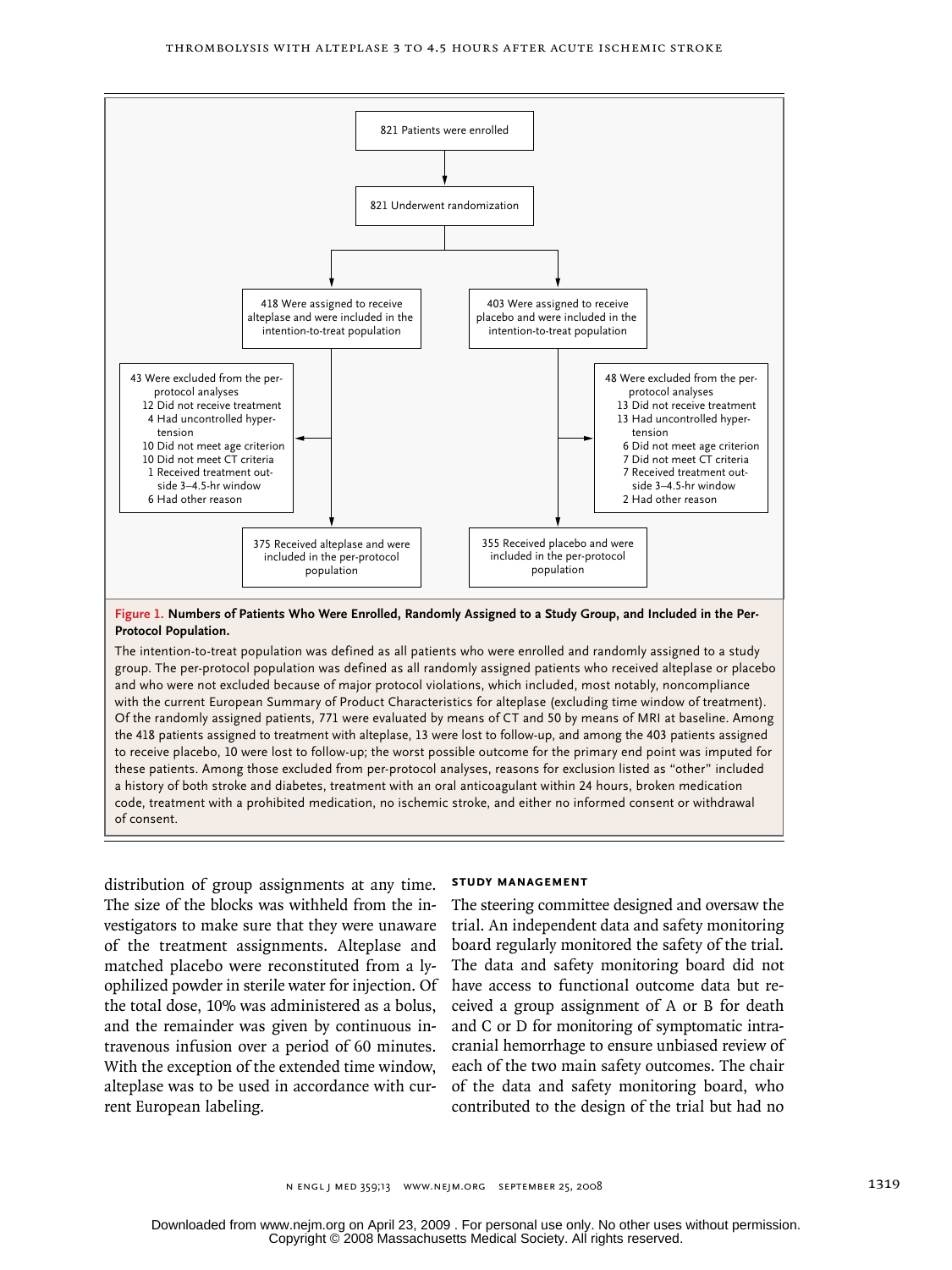821 Patients were enrolled

821 Underwent randomization

418 Were assigned to receive alteplase and were included in the intention-to-treat population

403 Were assigned to receive placebo and were included in the intention-to-treat population

43 Were excluded from the per-protocol analyses
- 12 Did not receive treatment
- 4 Had uncontrolled hypertension
- 10 Did not meet age criterion
- 10 Did not meet CT criteria
- 1 Received treatment outside 3–4.5-hr window
- 6 Had other reason

48 Were excluded from the per-protocol analyses
- 13 Did not receive treatment
- 13 Had uncontrolled hypertension
- 6 Did not meet age criterion
- 7 Did not meet CT criteria
- 7 Received treatment outside 3–4.5-hr window
- 2 Had other reason

375 Received alteplase and were included in the per-protocol population

355 Received placebo and were included in the per-protocol population

**Figure 1. Numbers of Patients Who Were Enrolled, Randomly Assigned to a Study Group, and Included in the Per-Protocol Population.**

The intention-to-treat population was defined as all patients who were enrolled and randomly assigned to a study group. The per-protocol population was defined as all randomly assigned patients who received alteplase or placebo and who were not excluded because of major protocol violations, which included, most notably, noncompliance with the current European Summary of Product Characteristics for alteplase (excluding time window of treatment). Of the randomly assigned patients, 771 were evaluated by means of CT and 50 by means of MRI at baseline. Among the 418 patients assigned to treatment with alteplase, 13 were lost to follow-up, and among the 403 patients assigned to receive placebo, 10 were lost to follow-up; the worst possible outcome for the primary end point was imputed for these patients. Among those excluded from per-protocol analyses, reasons for exclusion listed as "other" included a history of both stroke and diabetes, treatment with an oral anticoagulant within 24 hours, broken medication code, treatment with a prohibited medication, no ischemic stroke, and either no informed consent or withdrawal of consent.

distribution of group assignments at any time. The size of the blocks was withheld from the investigators to make sure that they were unaware of the treatment assignments. Alteplase and matched placebo were reconstituted from a lyophilized powder in sterile water for injection. Of the total dose, 10% was administered as a bolus, and the remainder was given by continuous intravenous infusion over a period of 60 minutes. With the exception of the extended time window, alteplase was to be used in accordance with current European labeling.

### STUDY MANAGEMENT

The steering committee designed and oversaw the trial. An independent data and safety monitoring board regularly monitored the safety of the trial. The data and safety monitoring board did not have access to functional outcome data but received a group assignment of A or B for death and C or D for monitoring of symptomatic intracranial hemorrhage to ensure unbiased review of each of the two main safety outcomes. The chair of the data and safety monitoring board, who contributed to the design of the trial but had no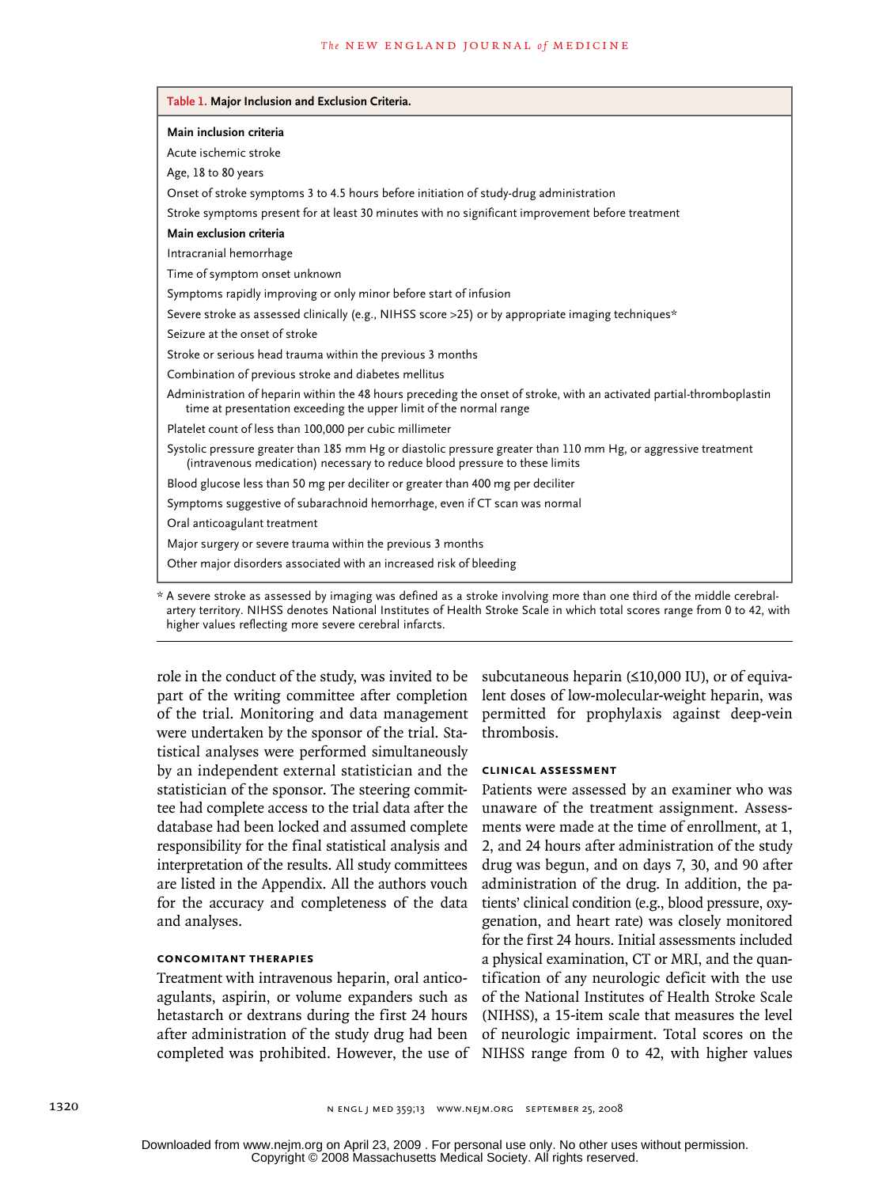**Table 1. Major Inclusion and Exclusion Criteria.**

| |
|---|
| **Main inclusion criteria** |
| Acute ischemic stroke |
| Age, 18 to 80 years |
| Onset of stroke symptoms 3 to 4.5 hours before initiation of study-drug administration |
| Stroke symptoms present for at least 30 minutes with no significant improvement before treatment |
| **Main exclusion criteria** |
| Intracranial hemorrhage |
| Time of symptom onset unknown |
| Symptoms rapidly improving or only minor before start of infusion |
| Severe stroke as assessed clinically (e.g., NIHSS score >25) or by appropriate imaging techniques* |
| Seizure at the onset of stroke |
| Stroke or serious head trauma within the previous 3 months |
| Combination of previous stroke and diabetes mellitus |
| Administration of heparin within the 48 hours preceding the onset of stroke, with an activated partial-thromboplastin time at presentation exceeding the upper limit of the normal range |
| Platelet count of less than 100,000 per cubic millimeter |
| Systolic pressure greater than 185 mm Hg or diastolic pressure greater than 110 mm Hg, or aggressive treatment (intravenous medication) necessary to reduce blood pressure to these limits |
| Blood glucose less than 50 mg per deciliter or greater than 400 mg per deciliter |
| Symptoms suggestive of subarachnoid hemorrhage, even if CT scan was normal |
| Oral anticoagulant treatment |
| Major surgery or severe trauma within the previous 3 months |
| Other major disorders associated with an increased risk of bleeding |

\* A severe stroke as assessed by imaging was defined as a stroke involving more than one third of the middle cerebral-artery territory. NIHSS denotes National Institutes of Health Stroke Scale in which total scores range from 0 to 42, with higher values reflecting more severe cerebral infarcts.

role in the conduct of the study, was invited to be part of the writing committee after completion of the trial. Monitoring and data management were undertaken by the sponsor of the trial. Statistical analyses were performed simultaneously by an independent external statistician and the statistician of the sponsor. The steering committee had complete access to the trial data after the database had been locked and assumed complete responsibility for the final statistical analysis and interpretation of the results. All study committees are listed in the Appendix. All the authors vouch for the accuracy and completeness of the data and analyses.

### Concomitant Therapies

Treatment with intravenous heparin, oral anticoagulants, aspirin, or volume expanders such as hetastarch or dextrans during the first 24 hours after administration of the study drug had been completed was prohibited. However, the use of subcutaneous heparin (≤10,000 IU), or of equivalent doses of low-molecular-weight heparin, was permitted for prophylaxis against deep-vein thrombosis.

### Clinical Assessment

Patients were assessed by an examiner who was unaware of the treatment assignment. Assessments were made at the time of enrollment, at 1, 2, and 24 hours after administration of the study drug was begun, and on days 7, 30, and 90 after administration of the drug. In addition, the patients' clinical condition (e.g., blood pressure, oxygenation, and heart rate) was closely monitored for the first 24 hours. Initial assessments included a physical examination, CT or MRI, and the quantification of any neurologic deficit with the use of the National Institutes of Health Stroke Scale (NIHSS), a 15-item scale that measures the level of neurologic impairment. Total scores on the NIHSS range from 0 to 42, with higher values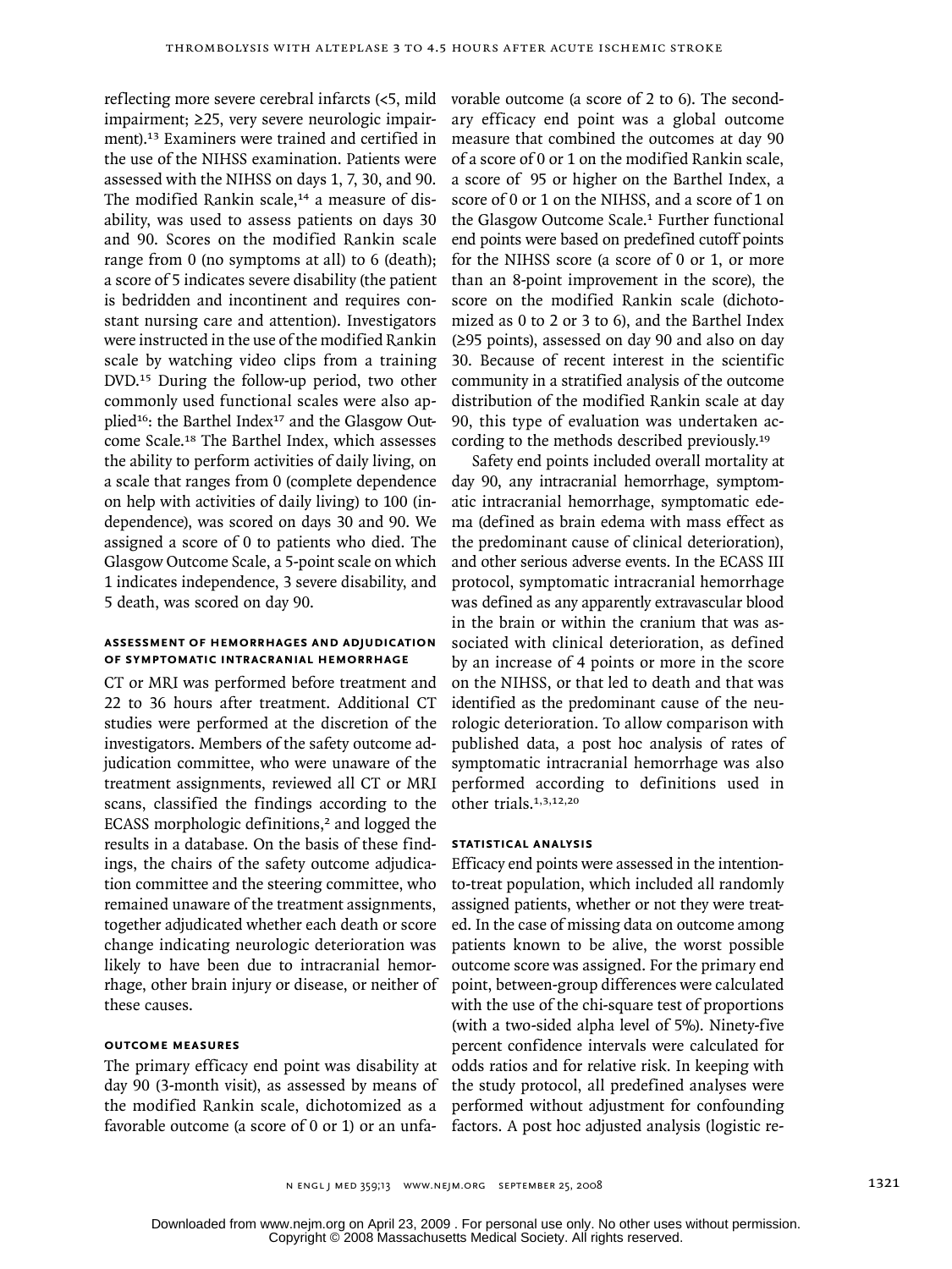reflecting more severe cerebral infarcts (<5, mild impairment; ≥25, very severe neurologic impairment).[13] Examiners were trained and certified in the use of the NIHSS examination. Patients were assessed with the NIHSS on days 1, 7, 30, and 90. The modified Rankin scale,[14] a measure of disability, was used to assess patients on days 30 and 90. Scores on the modified Rankin scale range from 0 (no symptoms at all) to 6 (death); a score of 5 indicates severe disability (the patient is bedridden and incontinent and requires constant nursing care and attention). Investigators were instructed in the use of the modified Rankin scale by watching video clips from a training DVD.[15] During the follow-up period, two other commonly used functional scales were also applied[16]: the Barthel Index[17] and the Glasgow Outcome Scale.[18] The Barthel Index, which assesses the ability to perform activities of daily living, on a scale that ranges from 0 (complete dependence on help with activities of daily living) to 100 (independence), was scored on days 30 and 90. We assigned a score of 0 to patients who died. The Glasgow Outcome Scale, a 5-point scale on which 1 indicates independence, 3 severe disability, and 5 death, was scored on day 90.

### Assessment of Hemorrhages and Adjudication of Symptomatic Intracranial Hemorrhage

CT or MRI was performed before treatment and 22 to 36 hours after treatment. Additional CT studies were performed at the discretion of the investigators. Members of the safety outcome adjudication committee, who were unaware of the treatment assignments, reviewed all CT or MRI scans, classified the findings according to the ECASS morphologic definitions,[2] and logged the results in a database. On the basis of these findings, the chairs of the safety outcome adjudication committee and the steering committee, who remained unaware of the treatment assignments, together adjudicated whether each death or score change indicating neurologic deterioration was likely to have been due to intracranial hemorrhage, other brain injury or disease, or neither of these causes.

### Outcome Measures

The primary efficacy end point was disability at day 90 (3-month visit), as assessed by means of the modified Rankin scale, dichotomized as a favorable outcome (a score of 0 or 1) or an unfavorable outcome (a score of 2 to 6). The secondary efficacy end point was a global outcome measure that combined the outcomes at day 90 of a score of 0 or 1 on the modified Rankin scale, a score of 95 or higher on the Barthel Index, a score of 0 or 1 on the NIHSS, and a score of 1 on the Glasgow Outcome Scale.[1] Further functional end points were based on predefined cutoff points for the NIHSS score (a score of 0 or 1, or more than an 8-point improvement in the score), the score on the modified Rankin scale (dichotomized as 0 to 2 or 3 to 6), and the Barthel Index (≥95 points), assessed on day 90 and also on day 30. Because of recent interest in the scientific community in a stratified analysis of the outcome distribution of the modified Rankin scale at day 90, this type of evaluation was undertaken according to the methods described previously.[19]

Safety end points included overall mortality at day 90, any intracranial hemorrhage, symptomatic intracranial hemorrhage, symptomatic edema (defined as brain edema with mass effect as the predominant cause of clinical deterioration), and other serious adverse events. In the ECASS III protocol, symptomatic intracranial hemorrhage was defined as any apparently extravascular blood in the brain or within the cranium that was associated with clinical deterioration, as defined by an increase of 4 points or more in the score on the NIHSS, or that led to death and that was identified as the predominant cause of the neurologic deterioration. To allow comparison with published data, a post hoc analysis of rates of symptomatic intracranial hemorrhage was also performed according to definitions used in other trials.[1,3,12,20]

### Statistical Analysis

Efficacy end points were assessed in the intention-to-treat population, which included all randomly assigned patients, whether or not they were treated. In the case of missing data on outcome among patients known to be alive, the worst possible outcome score was assigned. For the primary end point, between-group differences were calculated with the use of the chi-square test of proportions (with a two-sided alpha level of 5%). Ninety-five percent confidence intervals were calculated for odds ratios and for relative risk. In keeping with the study protocol, all predefined analyses were performed without adjustment for confounding factors. A post hoc adjusted analysis (logistic re-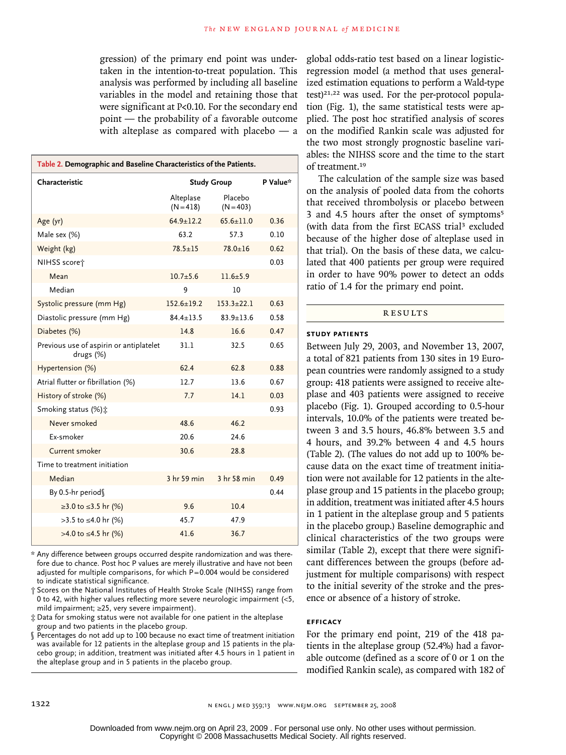gression) of the primary end point was undertaken in the intention-to-treat population. This analysis was performed by including all baseline variables in the model and retaining those that were significant at P<0.10. For the secondary end point — the probability of a favorable outcome with alteplase as compared with placebo — a global odds-ratio test based on a linear logistic-regression model (a method that uses generalized estimation equations to perform a Wald-type test)[21,22] was used. For the per-protocol population (Fig. 1), the same statistical tests were applied. The post hoc stratified analysis of scores on the modified Rankin scale was adjusted for the two most strongly prognostic baseline variables: the NIHSS score and the time to the start of treatment.[19]

The calculation of the sample size was based on the analysis of pooled data from the cohorts that received thrombolysis or placebo between 3 and 4.5 hours after the onset of symptoms[5] (with data from the first ECASS trial[3] excluded because of the higher dose of alteplase used in that trial). On the basis of these data, we calculated that 400 patients per group were required in order to have 90% power to detect an odds ratio of 1.4 for the primary end point.

**Table 2. Demographic and Baseline Characteristics of the Patients.**

| Characteristic | Study Group | | P Value* |
|---|---|---|---|
| | Alteplase (N=418) | Placebo (N=403) | |
| Age (yr) | 64.9±12.2 | 65.6±11.0 | 0.36 |
| Male sex (%) | 63.2 | 57.3 | 0.10 |
| Weight (kg) | 78.5±15 | 78.0±16 | 0.62 |
| NIHSS score† | | | 0.03 |
| Mean | 10.7±5.6 | 11.6±5.9 | |
| Median | 9 | 10 | |
| Systolic pressure (mm Hg) | 152.6±19.2 | 153.3±22.1 | 0.63 |
| Diastolic pressure (mm Hg) | 84.4±13.5 | 83.9±13.6 | 0.58 |
| Diabetes (%) | 14.8 | 16.6 | 0.47 |
| Previous use of aspirin or antiplatelet drugs (%) | 31.1 | 32.5 | 0.65 |
| Hypertension (%) | 62.4 | 62.8 | 0.88 |
| Atrial flutter or fibrillation (%) | 12.7 | 13.6 | 0.67 |
| History of stroke (%) | 7.7 | 14.1 | 0.03 |
| Smoking status (%)‡ | | | 0.93 |
| Never smoked | 48.6 | 46.2 | |
| Ex-smoker | 20.6 | 24.6 | |
| Current smoker | 30.6 | 28.8 | |
| Time to treatment initiation | | | |
| Median | 3 hr 59 min | 3 hr 58 min | 0.49 |
| By 0.5-hr period§ | | | 0.44 |
| ≥3.0 to ≤3.5 hr (%) | 9.6 | 10.4 | |
| >3.5 to ≤4.0 hr (%) | 45.7 | 47.9 | |
| >4.0 to ≤4.5 hr (%) | 41.6 | 36.7 | |

\* Any difference between groups occurred despite randomization and was therefore due to chance. Post hoc P values are merely illustrative and have not been adjusted for multiple comparisons, for which P=0.004 would be considered to indicate statistical significance.

† Scores on the National Institutes of Health Stroke Scale (NIHSS) range from 0 to 42, with higher values reflecting more severe neurologic impairment (<5, mild impairment; ≥25, very severe impairment).

‡ Data for smoking status were not available for one patient in the alteplase group and two patients in the placebo group.

§ Percentages do not add up to 100 because no exact time of treatment initiation was available for 12 patients in the alteplase group and 15 patients in the placebo group; in addition, treatment was initiated after 4.5 hours in 1 patient in the alteplase group and in 5 patients in the placebo group.

## RESULTS

### STUDY PATIENTS

Between July 29, 2003, and November 13, 2007, a total of 821 patients from 130 sites in 19 European countries were randomly assigned to a study group: 418 patients were assigned to receive alteplase and 403 patients were assigned to receive placebo (Fig. 1). Grouped according to 0.5-hour intervals, 10.0% of the patients were treated between 3 and 3.5 hours, 46.8% between 3.5 and 4 hours, and 39.2% between 4 and 4.5 hours (Table 2). (The values do not add up to 100% because data on the exact time of treatment initiation were not available for 12 patients in the alteplase group and 15 patients in the placebo group; in addition, treatment was initiated after 4.5 hours in 1 patient in the alteplase group and 5 patients in the placebo group.) Baseline demographic and clinical characteristics of the two groups were similar (Table 2), except that there were significant differences between the groups (before adjustment for multiple comparisons) with respect to the initial severity of the stroke and the presence or absence of a history of stroke.

### EFFICACY

For the primary end point, 219 of the 418 patients in the alteplase group (52.4%) had a favorable outcome (defined as a score of 0 or 1 on the modified Rankin scale), as compared with 182 of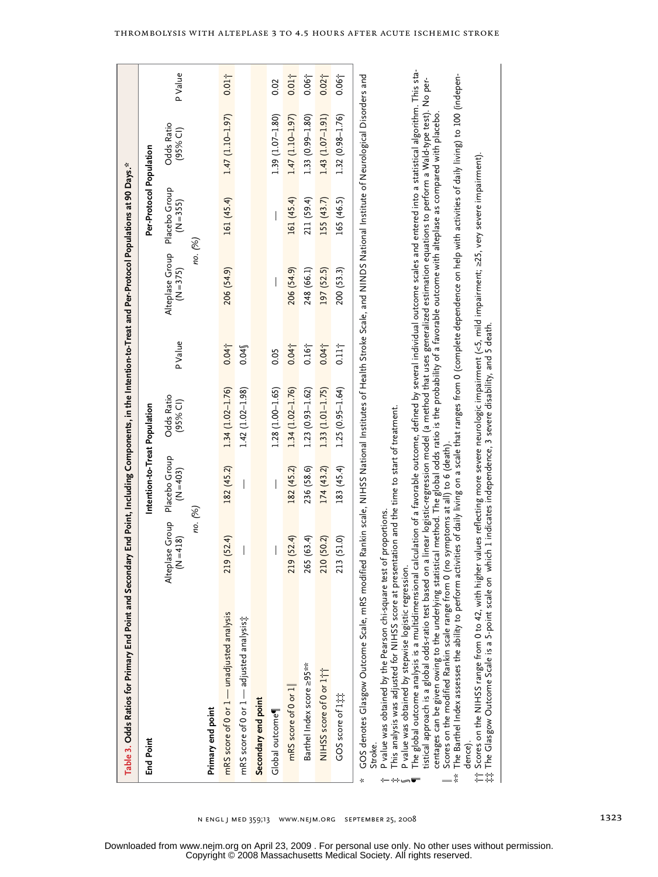**Table 3.** Odds Ratios for Primary End Point and Secondary End Point, Including Components, in the Intention-to-Treat and Per-Protocol Populations at 90 Days.*

| End Point | Intention-to-Treat Population | | | | Per-Protocol Population | | | |
|---|---|---|---|---|---|---|---|---|
| | Alteplase Group (N=418) | Placebo Group (N=403) | Odds Ratio (95% CI) | P Value | Alteplase Group (N=375) | Placebo Group (N=355) | Odds Ratio (95% CI) | P Value |
| | no. (%) | | | | no. (%) | | | |
| **Primary end point** | | | | | | | | |
| mRS score of 0 or 1 — unadjusted analysis | 219 (52.4) | 182 (45.2) | 1.34 (1.02–1.76) | 0.04† | 206 (54.9) | 161 (45.4) | 1.47 (1.10–1.97) | 0.01† |
| mRS score of 0 or 1 — adjusted analysis‡ | — | — | 1.42 (1.02–1.98) | 0.04§ | | | | |
| **Secondary end point** | | | | | | | | |
| Global outcome¶ | — | — | 1.28 (1.00–1.65) | 0.05 | — | — | 1.39 (1.07–1.80) | 0.02 |
| mRS score of 0 or 1‖ | 219 (52.4) | 182 (45.2) | 1.34 (1.02–1.76) | 0.04† | 206 (54.9) | 161 (45.4) | 1.47 (1.10–1.97) | 0.01† |
| Barthel Index score ≥95** | 265 (63.4) | 236 (58.6) | 1.23 (0.93–1.62) | 0.16† | 248 (66.1) | 211 (59.4) | 1.33 (0.99–1.80) | 0.06† |
| NIHSS score of 0 or 1†† | 210 (50.2) | 174 (43.2) | 1.33 (1.01–1.75) | 0.04† | 197 (52.5) | 155 (43.7) | 1.43 (1.07–1.91) | 0.02† |
| GOS score of 1‡‡ | 213 (51.0) | 183 (45.4) | 1.25 (0.95–1.64) | 0.11† | 200 (53.3) | 165 (46.5) | 1.32 (0.98–1.76) | 0.06† |

\* GOS denotes Glasgow Outcome Scale, mRS modified Rankin scale, NIHSS National Institutes of Health Stroke Scale, and NINDS National Institute of Neurological Disorders and Stroke.

† P value was obtained by the Pearson chi-square test of proportions.

‡ This analysis was adjusted for NIHSS score at presentation and the time to start of treatment.

§ P value was obtained by stepwise logistic regression.

¶ The global outcome analysis is a multidimensional calculation of a favorable outcome, defined by several individual outcome scales and entered into a statistical algorithm. This statistical approach is a global odds-ratio test based on a linear logistic-regression model (a method that uses generalized estimation equations to perform a Wald-type test). No percentages can be given owing to the underlying statistical method. The global odds ratio is the probability of a favorable outcome with alteplase as compared with placebo.

‖ Scores on the modified Rankin scale range from 0 (no symptoms at all) to 6 (death).

** The Barthel Index assesses the ability to perform activities of daily living on a scale that ranges from 0 (complete dependence on help with activities of daily living) to 100 (independence).

†† Scores on the NIHSS range from 0 to 42, with higher values reflecting more severe neurologic impairment (<5, mild impairment; ≥25, very severe impairment).

‡‡ The Glasgow Outcome Scale is a 5-point scale on which 1 indicates independence, 3 severe disability, and 5 death.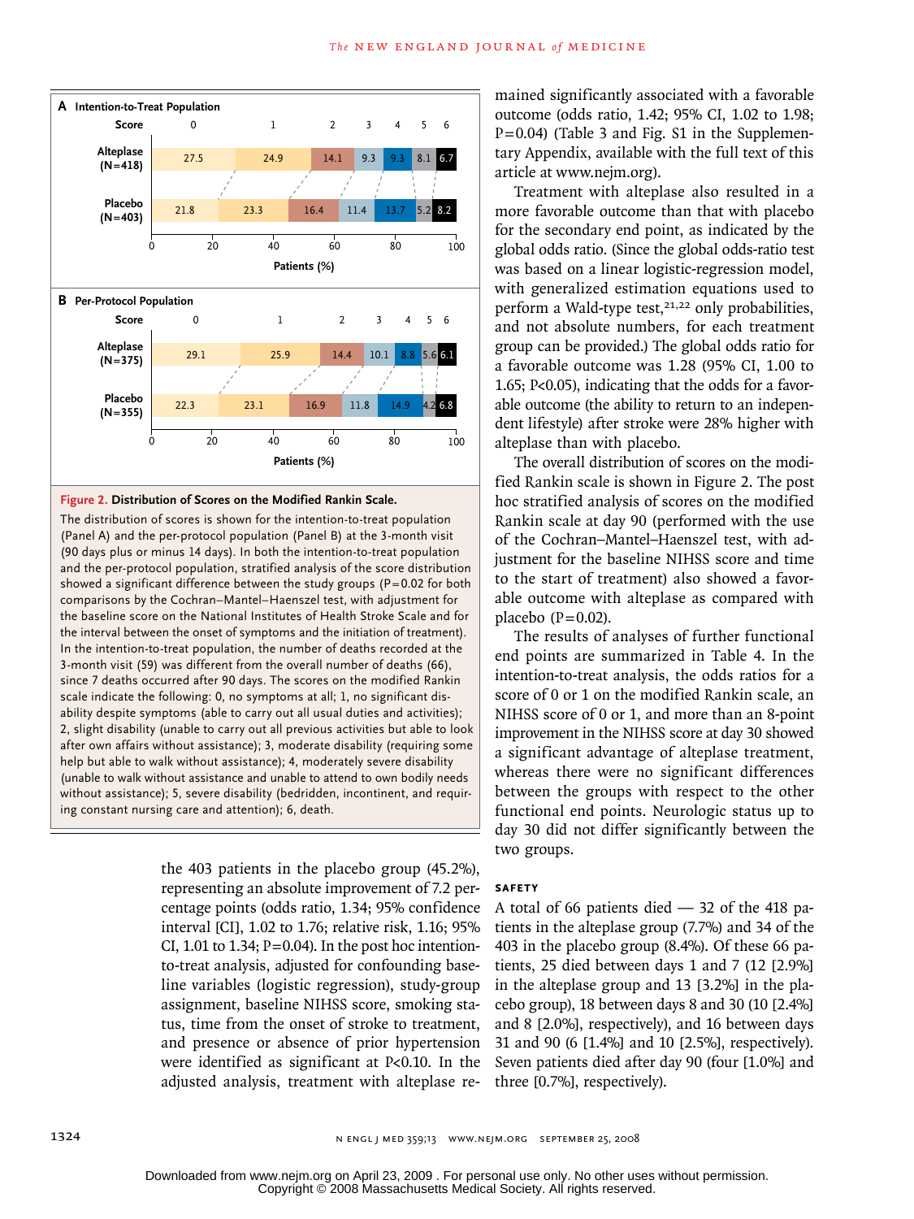**Figure 2. Distribution of Scores on the Modified Rankin Scale.**

The distribution of scores is shown for the intention-to-treat population (Panel A) and the per-protocol population (Panel B) at the 3-month visit (90 days plus or minus 14 days). In both the intention-to-treat population and the per-protocol population, stratified analysis of the score distribution showed a significant difference between the study groups (P=0.02 for both comparisons by the Cochran–Mantel–Haenszel test, with adjustment for the baseline score on the National Institutes of Health Stroke Scale and for the interval between the onset of symptoms and the initiation of treatment). In the intention-to-treat population, the number of deaths recorded at the 3-month visit (59) was different from the overall number of deaths (66), since 7 deaths occurred after 90 days. The scores on the modified Rankin scale indicate the following: 0, no symptoms at all; 1, no significant disability despite symptoms (able to carry out all usual duties and activities); 2, slight disability (unable to carry out all previous activities but able to look after own affairs without assistance); 3, moderate disability (requiring some help but able to walk without assistance); 4, moderately severe disability (unable to walk without assistance and unable to attend to own bodily needs without assistance); 5, severe disability (bedridden, incontinent, and requiring constant nursing care and attention); 6, death.

**A Intention-to-Treat Population** (Patients, %)

| Score | 0 | 1 | 2 | 3 | 4 | 5 | 6 |
|---|---|---|---|---|---|---|---|
| Alteplase (N=418) | 27.5 | 24.9 | 14.1 | 9.3 | 9.3 | 8.1 | 6.7 |
| Placebo (N=403) | 21.8 | 23.3 | 16.4 | 11.4 | 13.7 | 5.2 | 8.2 |

**B Per-Protocol Population** (Patients, %)

| Score | 0 | 1 | 2 | 3 | 4 | 5 | 6 |
|---|---|---|---|---|---|---|---|
| Alteplase (N=375) | 29.1 | 25.9 | 14.4 | 10.1 | 8.8 | 5.6 | 6.1 |
| Placebo (N=355) | 22.3 | 23.1 | 16.9 | 11.8 | 14.9 | 4.2 | 6.8 |

the 403 patients in the placebo group (45.2%), representing an absolute improvement of 7.2 percentage points (odds ratio, 1.34; 95% confidence interval [CI], 1.02 to 1.76; relative risk, 1.16; 95% CI, 1.01 to 1.34; P=0.04). In the post hoc intention-to-treat analysis, adjusted for confounding baseline variables (logistic regression), study-group assignment, baseline NIHSS score, smoking status, time from the onset of stroke to treatment, and presence or absence of prior hypertension were identified as significant at P<0.10. In the adjusted analysis, treatment with alteplase remained significantly associated with a favorable outcome (odds ratio, 1.42; 95% CI, 1.02 to 1.98; P=0.04) (Table 3 and Fig. S1 in the Supplementary Appendix, available with the full text of this article at www.nejm.org).

Treatment with alteplase also resulted in a more favorable outcome than that with placebo for the secondary end point, as indicated by the global odds ratio. (Since the global odds-ratio test was based on a linear logistic-regression model, with generalized estimation equations used to perform a Wald-type test,[21,22] only probabilities, and not absolute numbers, for each treatment group can be provided.) The global odds ratio for a favorable outcome was 1.28 (95% CI, 1.00 to 1.65; P<0.05), indicating that the odds for a favorable outcome (the ability to return to an independent lifestyle) after stroke were 28% higher with alteplase than with placebo.

The overall distribution of scores on the modified Rankin scale is shown in Figure 2. The post hoc stratified analysis of scores on the modified Rankin scale at day 90 (performed with the use of the Cochran–Mantel–Haenszel test, with adjustment for the baseline NIHSS score and time to the start of treatment) also showed a favorable outcome with alteplase as compared with placebo (P=0.02).

The results of analyses of further functional end points are summarized in Table 4. In the intention-to-treat analysis, the odds ratios for a score of 0 or 1 on the modified Rankin scale, an NIHSS score of 0 or 1, and more than an 8-point improvement in the NIHSS score at day 30 showed a significant advantage of alteplase treatment, whereas there were no significant differences between the groups with respect to the other functional end points. Neurologic status up to day 30 did not differ significantly between the two groups.

### SAFETY

A total of 66 patients died — 32 of the 418 patients in the alteplase group (7.7%) and 34 of the 403 in the placebo group (8.4%). Of these 66 patients, 25 died between days 1 and 7 (12 [2.9%] in the alteplase group and 13 [3.2%] in the placebo group), 18 between days 8 and 30 (10 [2.4%] and 8 [2.0%], respectively), and 16 between days 31 and 90 (6 [1.4%] and 10 [2.5%], respectively). Seven patients died after day 90 (four [1.0%] and three [0.7%], respectively).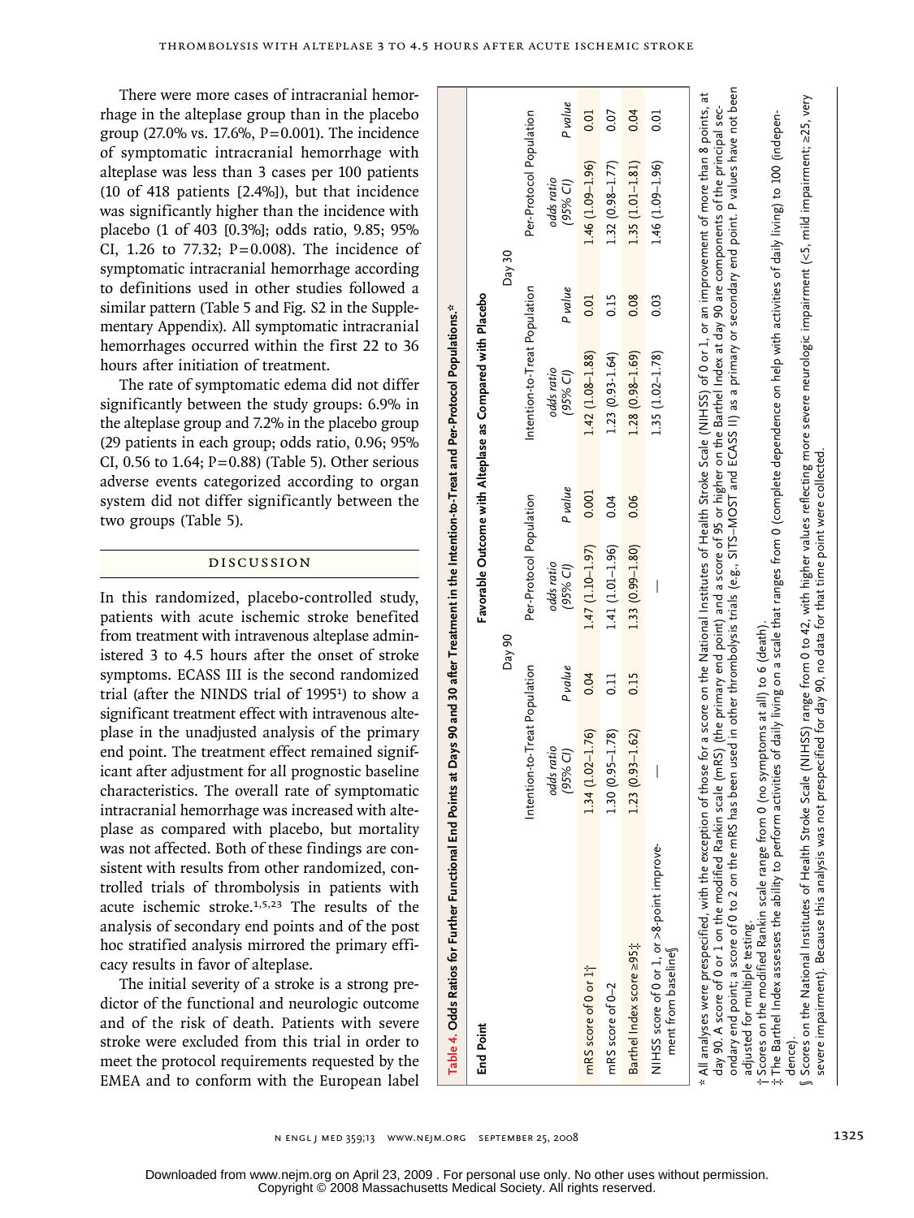There were more cases of intracranial hemorrhage in the alteplase group than in the placebo group (27.0% vs. 17.6%, P=0.001). The incidence of symptomatic intracranial hemorrhage with alteplase was less than 3 cases per 100 patients (10 of 418 patients [2.4%]), but that incidence was significantly higher than the incidence with placebo (1 of 403 [0.3%]; odds ratio, 9.85; 95% CI, 1.26 to 77.32; P=0.008). The incidence of symptomatic intracranial hemorrhage according to definitions used in other studies followed a similar pattern (Table 5 and Fig. S2 in the Supplementary Appendix). All symptomatic intracranial hemorrhages occurred within the first 22 to 36 hours after initiation of treatment.

The rate of symptomatic edema did not differ significantly between the study groups: 6.9% in the alteplase group and 7.2% in the placebo group (29 patients in each group; odds ratio, 0.96; 95% CI, 0.56 to 1.64; P=0.88) (Table 5). Other serious adverse events categorized according to organ system did not differ significantly between the two groups (Table 5).

## DISCUSSION

In this randomized, placebo-controlled study, patients with acute ischemic stroke benefited from treatment with intravenous alteplase administered 3 to 4.5 hours after the onset of stroke symptoms. ECASS III is the second randomized trial (after the NINDS trial of 1995[1]) to show a significant treatment effect with intravenous alteplase in the unadjusted analysis of the primary end point. The treatment effect remained significant after adjustment for all prognostic baseline characteristics. The overall rate of symptomatic intracranial hemorrhage was increased with alteplase as compared with placebo, but mortality was not affected. Both of these findings are consistent with results from other randomized, controlled trials of thrombolysis in patients with acute ischemic stroke.[1,5,23] The results of the analysis of secondary end points and of the post hoc stratified analysis mirrored the primary efficacy results in favor of alteplase.

The initial severity of a stroke is a strong predictor of the functional and neurologic outcome and of the risk of death. Patients with severe stroke were excluded from this trial in order to meet the protocol requirements requested by the EMEA and to conform with the European label

**Table 4. Odds Ratios for Further Functional End Points at Days 90 and 30 after Treatment in the Intention-to-Treat and Per-Protocol Populations.***

| End Point | Favorable Outcome with Alteplase as Compared with Placebo | | | | | | | |
|---|---|---|---|---|---|---|---|---|
| | Day 90 | | | | Day 30 | | | |
| | Intention-to-Treat Population | | Per-Protocol Population | | Intention-to-Treat Population | | Per-Protocol Population | |
| | *odds ratio (95% CI)* | *P value* | *odds ratio (95% CI)* | *P value* | *odds ratio (95% CI)* | *P value* | *odds ratio (95% CI)* | *P value* |
| mRS score of 0 or 1† | 1.34 (1.02–1.76) | 0.04 | 1.47 (1.10–1.97) | 0.001 | 1.42 (1.08–1.88) | 0.01 | 1.46 (1.09–1.96) | 0.01 |
| mRS score of 0–2 | 1.30 (0.95–1.78) | 0.11 | 1.41 (1.01–1.96) | 0.04 | 1.23 (0.93–1.64) | 0.15 | 1.32 (0.98–1.77) | 0.07 |
| Barthel Index score ≥95‡ | 1.23 (0.93–1.62) | 0.15 | 1.33 (0.99–1.80) | 0.06 | 1.28 (0.98–1.69) | 0.08 | 1.35 (1.01–1.81) | 0.04 |
| NIHSS score of 0 or 1, or >8-point improvement from baseline§ | — | | — | | 1.35 (1.02–1.78) | 0.03 | 1.46 (1.09–1.96) | 0.01 |

\* All analyses were prespecified, with the exception of those for a score on the National Institutes of Health Stroke Scale (NIHSS) of 0 or 1, or an improvement of more than 8 points, at day 90. A score of 0 or 1 on the modified Rankin scale (mRS) (the primary end point) and a score of 95 or higher on the Barthel Index at day 90 are components of the principal secondary end point; a score of 0 to 2 on the mRS has been used in other thrombolysis trials (e.g., SITS–MOST and ECASS II) as a primary or secondary end point. P values have not been adjusted for multiple testing.

† Scores on the modified Rankin scale range from 0 (no symptoms at all) to 6 (death).

‡ The Barthel Index assesses the ability to perform activities of daily living on a scale that ranges from 0 (complete dependence on help with activities of daily living) to 100 (independence).

§ Scores on the National Institutes of Health Stroke Scale (NIHSS) range from 0 to 42, with higher values reflecting more severe neurologic impairment (<5, mild impairment; ≥25, very severe impairment). Because this analysis was not prespecified for day 90, no data for that time point were collected.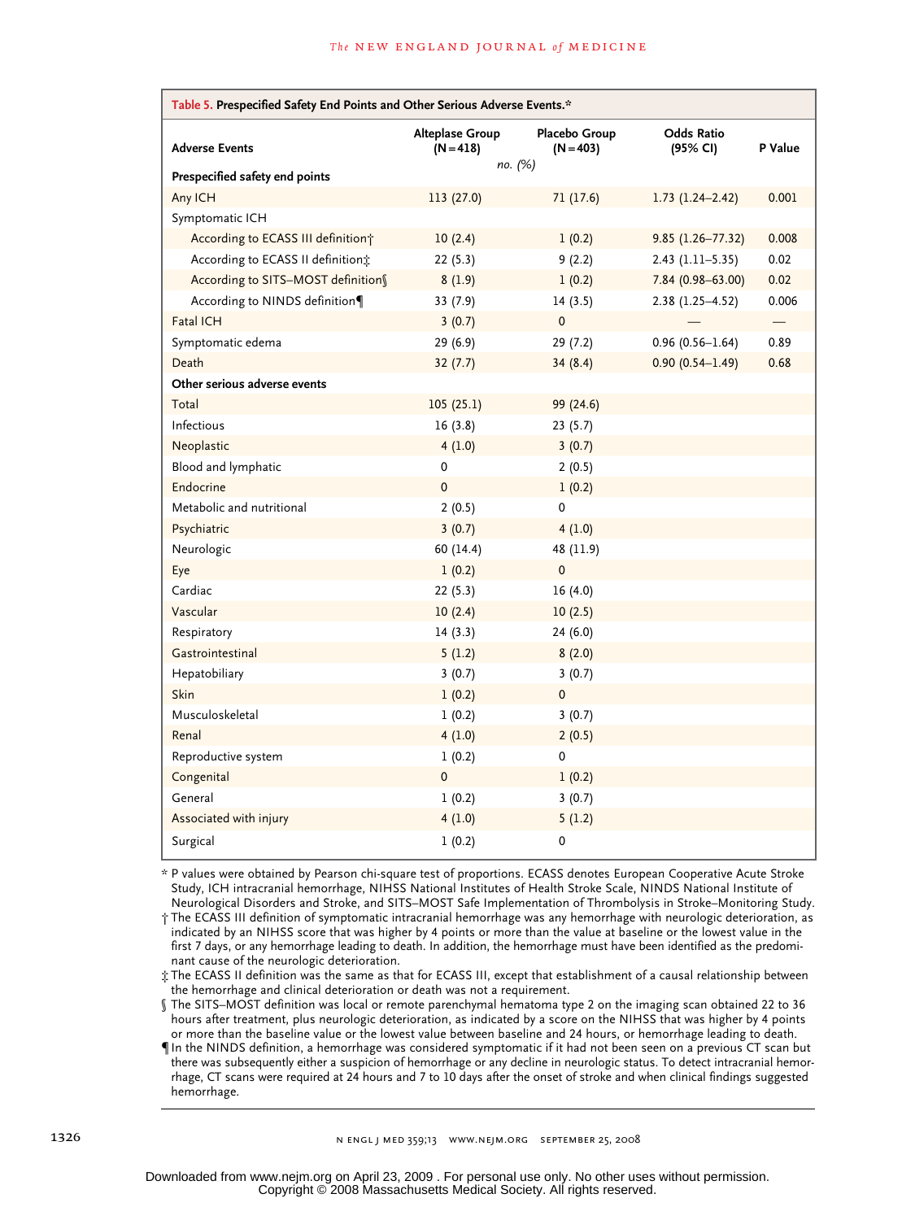**Table 5. Prespecified Safety End Points and Other Serious Adverse Events.***

| Adverse Events | Alteplase Group (N=418) | Placebo Group (N=403) | Odds Ratio (95% CI) | P Value |
|---|---|---|---|---|
| | *no. (%)* | | | |
| **Prespecified safety end points** | | | | |
| Any ICH | 113 (27.0) | 71 (17.6) | 1.73 (1.24–2.42) | 0.001 |
| Symptomatic ICH | | | | |
| According to ECASS III definition† | 10 (2.4) | 1 (0.2) | 9.85 (1.26–77.32) | 0.008 |
| According to ECASS II definition‡ | 22 (5.3) | 9 (2.2) | 2.43 (1.11–5.35) | 0.02 |
| According to SITS–MOST definition§ | 8 (1.9) | 1 (0.2) | 7.84 (0.98–63.00) | 0.02 |
| According to NINDS definition¶ | 33 (7.9) | 14 (3.5) | 2.38 (1.25–4.52) | 0.006 |
| Fatal ICH | 3 (0.7) | 0 | — | — |
| Symptomatic edema | 29 (6.9) | 29 (7.2) | 0.96 (0.56–1.64) | 0.89 |
| Death | 32 (7.7) | 34 (8.4) | 0.90 (0.54–1.49) | 0.68 |
| **Other serious adverse events** | | | | |
| Total | 105 (25.1) | 99 (24.6) | | |
| Infectious | 16 (3.8) | 23 (5.7) | | |
| Neoplastic | 4 (1.0) | 3 (0.7) | | |
| Blood and lymphatic | 0 | 2 (0.5) | | |
| Endocrine | 0 | 1 (0.2) | | |
| Metabolic and nutritional | 2 (0.5) | 0 | | |
| Psychiatric | 3 (0.7) | 4 (1.0) | | |
| Neurologic | 60 (14.4) | 48 (11.9) | | |
| Eye | 1 (0.2) | 0 | | |
| Cardiac | 22 (5.3) | 16 (4.0) | | |
| Vascular | 10 (2.4) | 10 (2.5) | | |
| Respiratory | 14 (3.3) | 24 (6.0) | | |
| Gastrointestinal | 5 (1.2) | 8 (2.0) | | |
| Hepatobiliary | 3 (0.7) | 3 (0.7) | | |
| Skin | 1 (0.2) | 0 | | |
| Musculoskeletal | 1 (0.2) | 3 (0.7) | | |
| Renal | 4 (1.0) | 2 (0.5) | | |
| Reproductive system | 1 (0.2) | 0 | | |
| Congenital | 0 | 1 (0.2) | | |
| General | 1 (0.2) | 3 (0.7) | | |
| Associated with injury | 4 (1.0) | 5 (1.2) | | |
| Surgical | 1 (0.2) | 0 | | |

\* P values were obtained by Pearson chi-square test of proportions. ECASS denotes European Cooperative Acute Stroke Study, ICH intracranial hemorrhage, NIHSS National Institutes of Health Stroke Scale, NINDS National Institute of Neurological Disorders and Stroke, and SITS–MOST Safe Implementation of Thrombolysis in Stroke–Monitoring Study.

† The ECASS III definition of symptomatic intracranial hemorrhage was any hemorrhage with neurologic deterioration, as indicated by an NIHSS score that was higher by 4 points or more than the value at baseline or the lowest value in the first 7 days, or any hemorrhage leading to death. In addition, the hemorrhage must have been identified as the predominant cause of the neurologic deterioration.

‡ The ECASS II definition was the same as that for ECASS III, except that establishment of a causal relationship between the hemorrhage and clinical deterioration or death was not a requirement.

§ The SITS–MOST definition was local or remote parenchymal hematoma type 2 on the imaging scan obtained 22 to 36 hours after treatment, plus neurologic deterioration, as indicated by a score on the NIHSS that was higher by 4 points or more than the baseline value or the lowest value between baseline and 24 hours, or hemorrhage leading to death.

¶ In the NINDS definition, a hemorrhage was considered symptomatic if it had not been seen on a previous CT scan but there was subsequently either a suspicion of hemorrhage or any decline in neurologic status. To detect intracranial hemorrhage, CT scans were required at 24 hours and 7 to 10 days after the onset of stroke and when clinical findings suggested hemorrhage.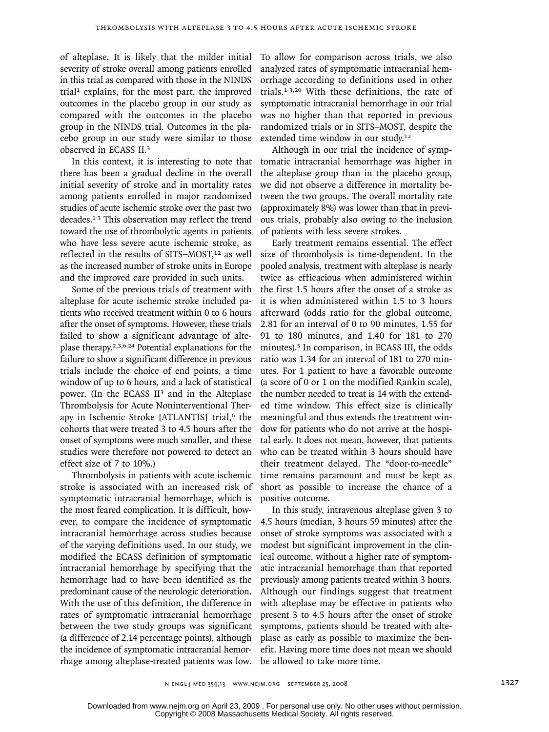of alteplase. It is likely that the milder initial severity of stroke overall among patients enrolled in this trial as compared with those in the NINDS trial[1] explains, for the most part, the improved outcomes in the placebo group in our study as compared with the outcomes in the placebo group in the NINDS trial. Outcomes in the placebo group in our study were similar to those observed in ECASS II.[3]

In this context, it is interesting to note that there has been a gradual decline in the overall initial severity of stroke and in mortality rates among patients enrolled in major randomized studies of acute ischemic stroke over the past two decades.[1-3] This observation may reflect the trend toward the use of thrombolytic agents in patients who have less severe acute ischemic stroke, as reflected in the results of SITS–MOST,[12] as well as the increased number of stroke units in Europe and the improved care provided in such units.

Some of the previous trials of treatment with alteplase for acute ischemic stroke included patients who received treatment within 0 to 6 hours after the onset of symptoms. However, these trials failed to show a significant advantage of alteplase therapy.[2,3,6,24] Potential explanations for the failure to show a significant difference in previous trials include the choice of end points, a time window of up to 6 hours, and a lack of statistical power. (In the ECASS II[3] and in the Alteplase Thrombolysis for Acute Noninterventional Therapy in Ischemic Stroke [ATLANTIS] trial,[6] the cohorts that were treated 3 to 4.5 hours after the onset of symptoms were much smaller, and these studies were therefore not powered to detect an effect size of 7 to 10%.)

Thrombolysis in patients with acute ischemic stroke is associated with an increased risk of symptomatic intracranial hemorrhage, which is the most feared complication. It is difficult, however, to compare the incidence of symptomatic intracranial hemorrhage across studies because of the varying definitions used. In our study, we modified the ECASS definition of symptomatic intracranial hemorrhage by specifying that the hemorrhage had to have been identified as the predominant cause of the neurologic deterioration. With the use of this definition, the difference in rates of symptomatic intracranial hemorrhage between the two study groups was significant (a difference of 2.14 percentage points), although the incidence of symptomatic intracranial hemorrhage among alteplase-treated patients was low. To allow for comparison across trials, we also analyzed rates of symptomatic intracranial hemorrhage according to definitions used in other trials.[1-3,20] With these definitions, the rate of symptomatic intracranial hemorrhage in our trial was no higher than that reported in previous randomized trials or in SITS–MOST, despite the extended time window in our study.[12]

Although in our trial the incidence of symptomatic intracranial hemorrhage was higher in the alteplase group than in the placebo group, we did not observe a difference in mortality between the two groups. The overall mortality rate (approximately 8%) was lower than that in previous trials, probably also owing to the inclusion of patients with less severe strokes.

Early treatment remains essential. The effect size of thrombolysis is time-dependent. In the pooled analysis, treatment with alteplase is nearly twice as efficacious when administered within the first 1.5 hours after the onset of a stroke as it is when administered within 1.5 to 3 hours afterward (odds ratio for the global outcome, 2.81 for an interval of 0 to 90 minutes, 1.55 for 91 to 180 minutes, and 1.40 for 181 to 270 minutes).[5] In comparison, in ECASS III, the odds ratio was 1.34 for an interval of 181 to 270 minutes. For 1 patient to have a favorable outcome (a score of 0 or 1 on the modified Rankin scale), the number needed to treat is 14 with the extended time window. This effect size is clinically meaningful and thus extends the treatment window for patients who do not arrive at the hospital early. It does not mean, however, that patients who can be treated within 3 hours should have their treatment delayed. The "door-to-needle" time remains paramount and must be kept as short as possible to increase the chance of a positive outcome.

In this study, intravenous alteplase given 3 to 4.5 hours (median, 3 hours 59 minutes) after the onset of stroke symptoms was associated with a modest but significant improvement in the clinical outcome, without a higher rate of symptomatic intracranial hemorrhage than that reported previously among patients treated within 3 hours. Although our findings suggest that treatment with alteplase may be effective in patients who present 3 to 4.5 hours after the onset of stroke symptoms, patients should be treated with alteplase as early as possible to maximize the benefit. Having more time does not mean we should be allowed to take more time.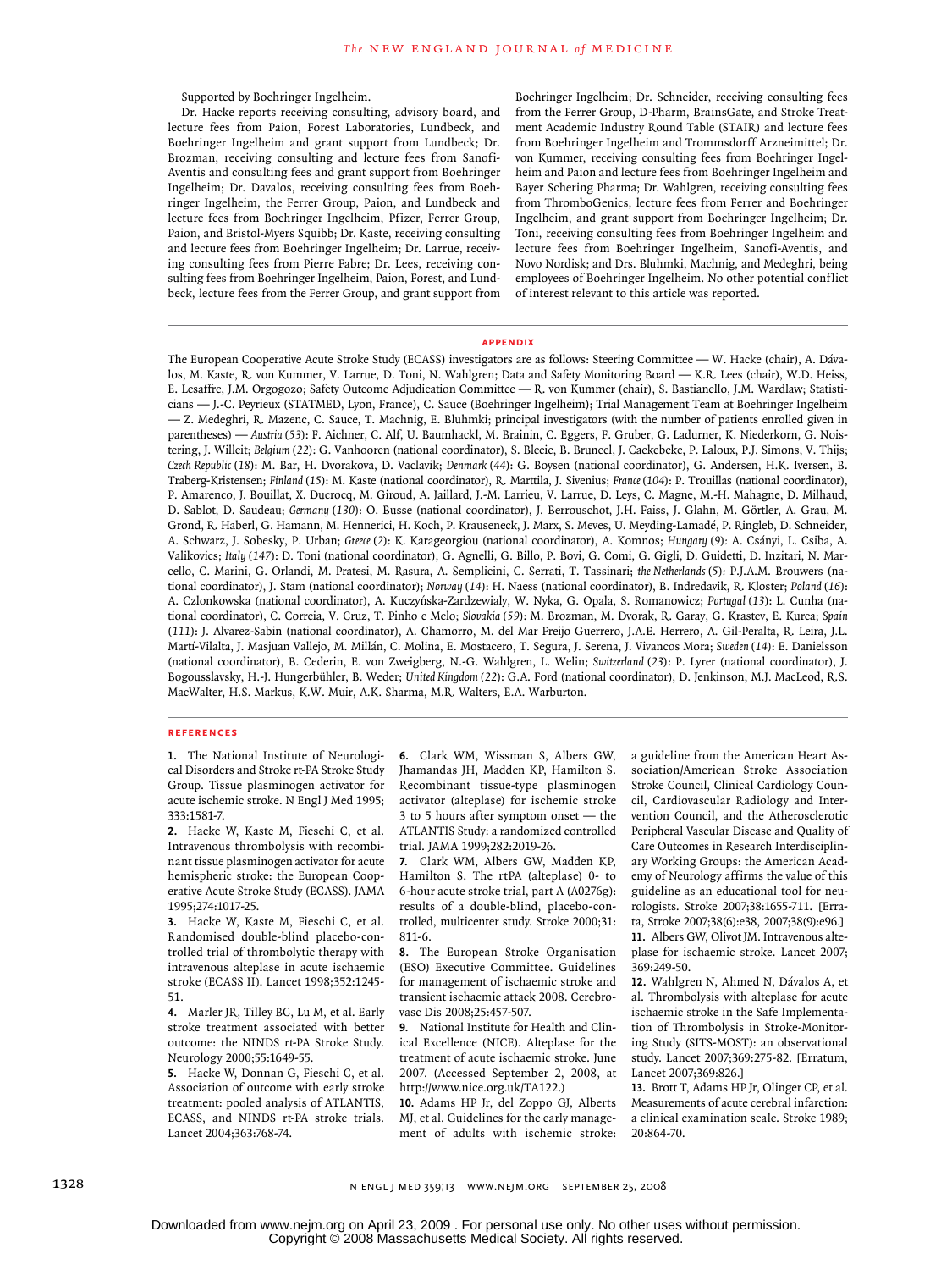Supported by Boehringer Ingelheim.

Dr. Hacke reports receiving consulting, advisory board, and lecture fees from Paion, Forest Laboratories, Lundbeck, and Boehringer Ingelheim and grant support from Lundbeck; Dr. Brozman, receiving consulting and lecture fees from Sanofi-Aventis and consulting fees and grant support from Boehringer Ingelheim; Dr. Davalos, receiving consulting fees from Boehringer Ingelheim, the Ferrer Group, Paion, and Lundbeck and lecture fees from Boehringer Ingelheim, Pfizer, Ferrer Group, Paion, and Bristol-Myers Squibb; Dr. Kaste, receiving consulting and lecture fees from Boehringer Ingelheim; Dr. Larrue, receiving consulting fees from Pierre Fabre; Dr. Lees, receiving consulting fees from Boehringer Ingelheim, Paion, Forest, and Lundbeck, lecture fees from the Ferrer Group, and grant support from Boehringer Ingelheim; Dr. Schneider, receiving consulting fees from the Ferrer Group, D-Pharm, BrainsGate, and Stroke Treatment Academic Industry Round Table (STAIR) and lecture fees from Boehringer Ingelheim and Trommsdorff Arzneimittel; Dr. von Kummer, receiving consulting fees from Boehringer Ingelheim and Paion and lecture fees from Boehringer Ingelheim and Bayer Schering Pharma; Dr. Wahlgren, receiving consulting fees from ThromboGenics, lecture fees from Ferrer and Boehringer Ingelheim, and grant support from Boehringer Ingelheim; Dr. Toni, receiving consulting fees from Boehringer Ingelheim and lecture fees from Boehringer Ingelheim, Sanofi-Aventis, and Novo Nordisk; and Drs. Bluhmki, Machnig, and Medeghri, being employees of Boehringer Ingelheim. No other potential conflict of interest relevant to this article was reported.

## APPENDIX

The European Cooperative Acute Stroke Study (ECASS) investigators are as follows: Steering Committee — W. Hacke (chair), A. Dávalos, M. Kaste, R. von Kummer, V. Larrue, D. Toni, N. Wahlgren; Data and Safety Monitoring Board — K.R. Lees (chair), W.D. Heiss, E. Lesaffre, J.M. Orgogozo; Safety Outcome Adjudication Committee — R. von Kummer (chair), S. Bastianello, J.M. Wardlaw; Statisticians — J.-C. Peyrieux (STATMED, Lyon, France), C. Sauce (Boehringer Ingelheim); Trial Management Team at Boehringer Ingelheim — Z. Medeghri, R. Mazenc, C. Sauce, T. Machnig, E. Bluhmki; principal investigators (with the number of patients enrolled given in parentheses) — *Austria* (53): F. Aichner, C. Alf, U. Baumhackl, M. Brainin, C. Eggers, F. Gruber, G. Ladurner, K. Niederkorn, G. Noistering, J. Willeit; *Belgium* (22): G. Vanhooren (national coordinator), S. Blecic, B. Bruneel, J. Caekebeke, P. Laloux, P.J. Simons, V. Thijs; *Czech Republic* (18): M. Bar, H. Dvorakova, D. Vaclavik; *Denmark* (44): G. Boysen (national coordinator), G. Andersen, H.K. Iversen, B. Traberg-Kristensen; *Finland* (15): M. Kaste (national coordinator), R. Marttila, J. Sivenius; *France* (104): P. Trouillas (national coordinator), P. Amarenco, J. Bouillat, X. Ducrocq, M. Giroud, A. Jaillard, J.-M. Larrieu, V. Larrue, D. Leys, C. Magne, M.-H. Mahagne, D. Milhaud, D. Sablot, D. Saudeau; *Germany* (130): O. Busse (national coordinator), J. Berrouschot, J.H. Faiss, J. Glahn, M. Görtler, A. Grau, M. Grond, R. Haberl, G. Hamann, M. Hennerici, H. Koch, P. Krauseneck, J. Marx, S. Meves, U. Meyding-Lamadé, P. Ringleb, D. Schneider, A. Schwarz, J. Sobesky, P. Urban; *Greece* (2): K. Karageorgiou (national coordinator), A. Komnos; *Hungary* (9): A. Csányi, L. Csiba, A. Valikovics; *Italy* (147): D. Toni (national coordinator), G. Agnelli, G. Billo, P. Bovi, G. Comi, G. Gigli, D. Guidetti, D. Inzitari, N. Marcello, C. Marini, G. Orlandi, M. Pratesi, M. Rasura, A. Semplicini, C. Serrati, T. Tassinari; *the Netherlands* (5): P.J.A.M. Brouwers (national coordinator), J. Stam (national coordinator); *Norway* (14): H. Naess (national coordinator), B. Indredavik, R. Kloster; *Poland* (16): A. Czlonkowska (national coordinator), A. Kuczyńska-Zardzewialy, W. Nyka, G. Opala, S. Romanowicz; *Portugal* (13): L. Cunha (national coordinator), C. Correia, V. Cruz, T. Pinho e Melo; *Slovakia* (59): M. Brozman, M. Dvorak, R. Garay, G. Krastev, E. Kurca; *Spain* (111): J. Alvarez-Sabin (national coordinator), A. Chamorro, M. del Mar Freijo Guerrero, J.A.E. Herrero, A. Gil-Peralta, R. Leira, J.L. Martí-Vilalta, J. Masjuan Vallejo, M. Millán, C. Molina, E. Mostacero, T. Segura, J. Serena, J. Vivancos Mora; *Sweden* (14): E. Danielsson (national coordinator), B. Cederin, E. von Zweigberg, N.-G. Wahlgren, L. Welin; *Switzerland* (23): P. Lyrer (national coordinator), J. Bogousslavsky, H.-J. Hungerbühler, B. Weder; *United Kingdom* (22): G.A. Ford (national coordinator), D. Jenkinson, M.J. MacLeod, R.S. MacWalter, H.S. Markus, K.W. Muir, A.K. Sharma, M.R. Walters, E.A. Warburton.

## REFERENCES

1. The National Institute of Neurological Disorders and Stroke rt-PA Stroke Study Group. Tissue plasminogen activator for acute ischemic stroke. N Engl J Med 1995; 333:1581-7.
2. Hacke W, Kaste M, Fieschi C, et al. Intravenous thrombolysis with recombinant tissue plasminogen activator for acute hemispheric stroke: the European Cooperative Acute Stroke Study (ECASS). JAMA 1995;274:1017-25.
3. Hacke W, Kaste M, Fieschi C, et al. Randomised double-blind placebo-controlled trial of thrombolytic therapy with intravenous alteplase in acute ischaemic stroke (ECASS II). Lancet 1998;352:1245-51.
4. Marler JR, Tilley BC, Lu M, et al. Early stroke treatment associated with better outcome: the NINDS rt-PA Stroke Study. Neurology 2000;55:1649-55.
5. Hacke W, Donnan G, Fieschi C, et al. Association of outcome with early stroke treatment: pooled analysis of ATLANTIS, ECASS, and NINDS rt-PA stroke trials. Lancet 2004;363:768-74.
6. Clark WM, Wissman S, Albers GW, Jhamandas JH, Madden KP, Hamilton S. Recombinant tissue-type plasminogen activator (alteplase) for ischemic stroke 3 to 5 hours after symptom onset — the ATLANTIS Study: a randomized controlled trial. JAMA 1999;282:2019-26.
7. Clark WM, Albers GW, Madden KP, Hamilton S. The rtPA (alteplase) 0- to 6-hour acute stroke trial, part A (A0276g): results of a double-blind, placebo-controlled, multicenter study. Stroke 2000;31: 811-6.
8. The European Stroke Organisation (ESO) Executive Committee. Guidelines for management of ischaemic stroke and transient ischaemic attack 2008. Cerebrovasc Dis 2008;25:457-507.
9. National Institute for Health and Clinical Excellence (NICE). Alteplase for the treatment of acute ischaemic stroke. June 2007. (Accessed September 2, 2008, at http://www.nice.org.uk/TA122.)
10. Adams HP Jr, del Zoppo GJ, Alberts MJ, et al. Guidelines for the early management of adults with ischemic stroke: a guideline from the American Heart Association/American Stroke Association Stroke Council, Clinical Cardiology Council, Cardiovascular Radiology and Intervention Council, and the Atherosclerotic Peripheral Vascular Disease and Quality of Care Outcomes in Research Interdisciplinary Working Groups: the American Academy of Neurology affirms the value of this guideline as an educational tool for neurologists. Stroke 2007;38:1655-711. [Errata, Stroke 2007;38(6):e38, 2007;38(9):e96.]
11. Albers GW, Olivot JM. Intravenous alteplase for ischaemic stroke. Lancet 2007; 369:249-50.
12. Wahlgren N, Ahmed N, Dávalos A, et al. Thrombolysis with alteplase for acute ischaemic stroke in the Safe Implementation of Thrombolysis in Stroke-Monitoring Study (SITS-MOST): an observational study. Lancet 2007;369:275-82. [Erratum, Lancet 2007;369:826.]
13. Brott T, Adams HP Jr, Olinger CP, et al. Measurements of acute cerebral infarction: a clinical examination scale. Stroke 1989; 20:864-70.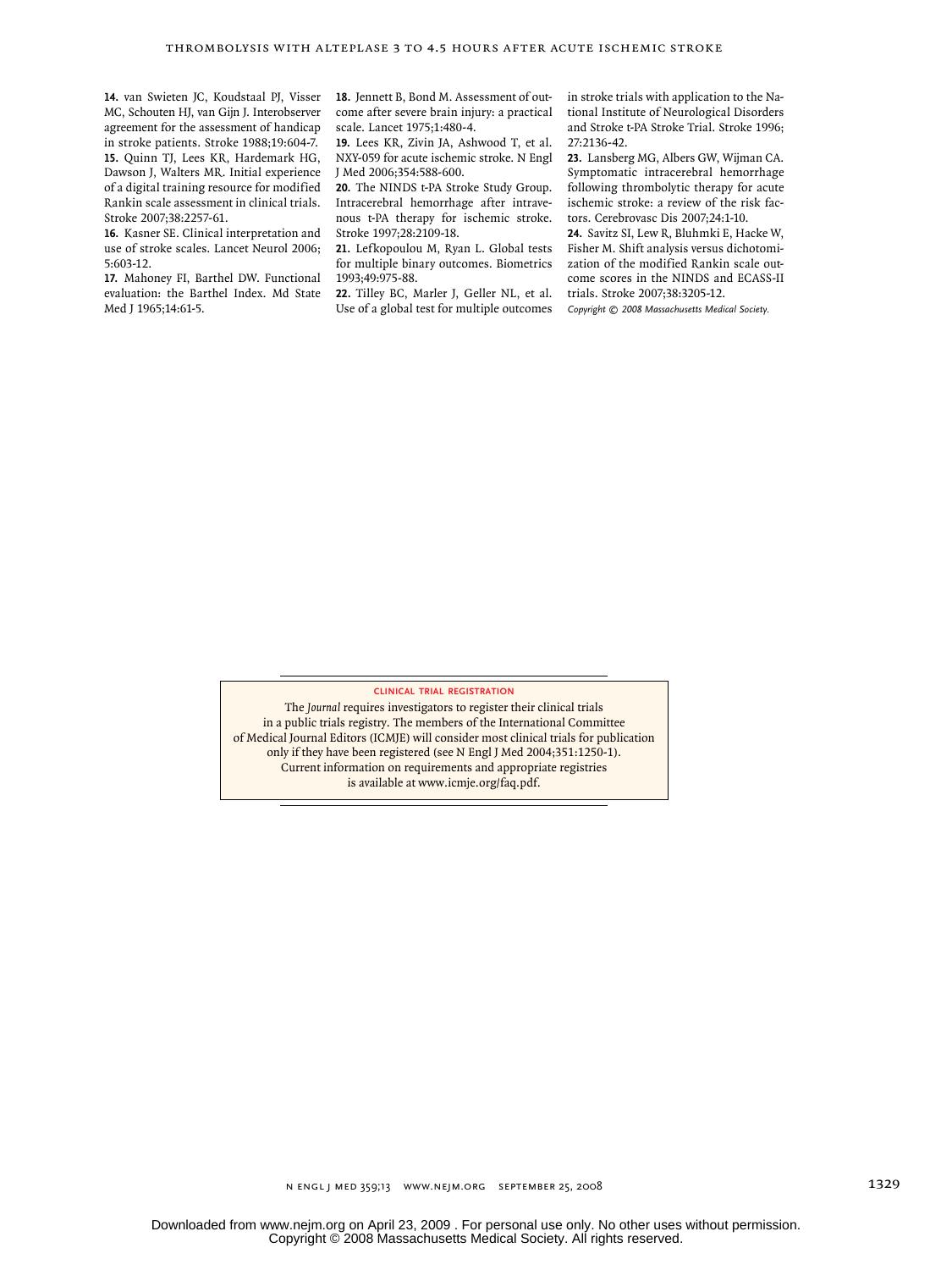14. van Swieten JC, Koudstaal PJ, Visser MC, Schouten HJ, van Gijn J. Interobserver agreement for the assessment of handicap in stroke patients. Stroke 1988;19:604-7.

15. Quinn TJ, Lees KR, Hardemark HG, Dawson J, Walters MR. Initial experience of a digital training resource for modified Rankin scale assessment in clinical trials. Stroke 2007;38:2257-61.

16. Kasner SE. Clinical interpretation and use of stroke scales. Lancet Neurol 2006; 5:603-12.

17. Mahoney FI, Barthel DW. Functional evaluation: the Barthel Index. Md State Med J 1965;14:61-5.

18. Jennett B, Bond M. Assessment of outcome after severe brain injury: a practical scale. Lancet 1975;1:480-4.

19. Lees KR, Zivin JA, Ashwood T, et al. NXY-059 for acute ischemic stroke. N Engl J Med 2006;354:588-600.

20. The NINDS t-PA Stroke Study Group. Intracerebral hemorrhage after intravenous t-PA therapy for ischemic stroke. Stroke 1997;28:2109-18.

21. Lefkopoulou M, Ryan L. Global tests for multiple binary outcomes. Biometrics 1993;49:975-88.

22. Tilley BC, Marler J, Geller NL, et al. Use of a global test for multiple outcomes in stroke trials with application to the National Institute of Neurological Disorders and Stroke t-PA Stroke Trial. Stroke 1996; 27:2136-42.

23. Lansberg MG, Albers GW, Wijman CA. Symptomatic intracerebral hemorrhage following thrombolytic therapy for acute ischemic stroke: a review of the risk factors. Cerebrovasc Dis 2007;24:1-10.

24. Savitz SI, Lew R, Bluhmki E, Hacke W, Fisher M. Shift analysis versus dichotomization of the modified Rankin scale outcome scores in the NINDS and ECASS-II trials. Stroke 2007;38:3205-12.

*Copyright © 2008 Massachusetts Medical Society.*

**CLINICAL TRIAL REGISTRATION**

The *Journal* requires investigators to register their clinical trials in a public trials registry. The members of the International Committee of Medical Journal Editors (ICMJE) will consider most clinical trials for publication only if they have been registered (see N Engl J Med 2004;351:1250-1). Current information on requirements and appropriate registries is available at www.icmje.org/faq.pdf.